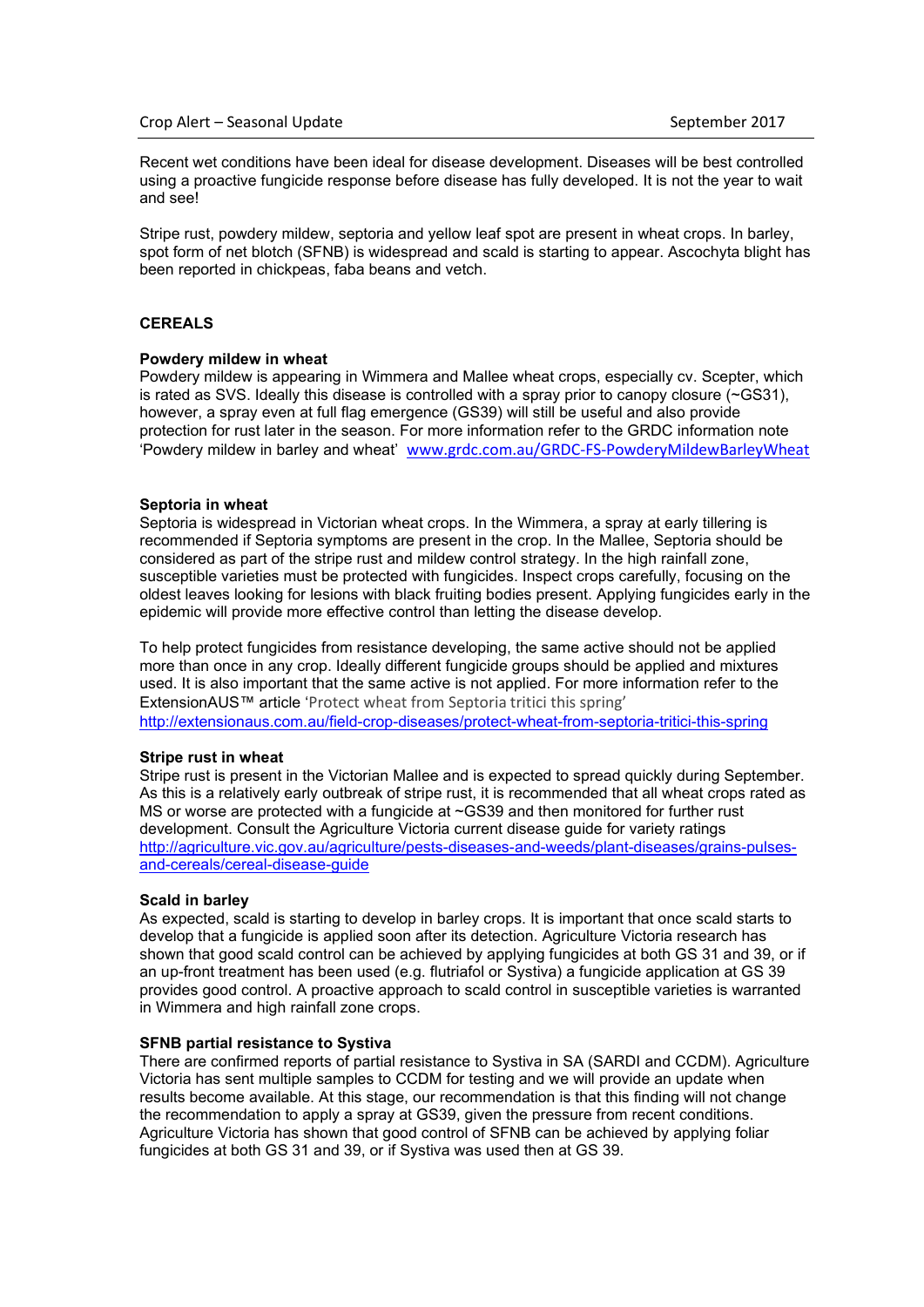Recent wet conditions have been ideal for disease development. Diseases will be best controlled using a proactive fungicide response before disease has fully developed. It is not the year to wait and see!

Stripe rust, powdery mildew, septoria and yellow leaf spot are present in wheat crops. In barley, spot form of net blotch (SFNB) is widespread and scald is starting to appear. Ascochyta blight has been reported in chickpeas, faba beans and vetch.

## CEREALS

### Powdery mildew in wheat

Powdery mildew is appearing in Wimmera and Mallee wheat crops, especially cv. Scepter, which is rated as SVS. Ideally this disease is controlled with a spray prior to canopy closure (~GS31), however, a spray even at full flag emergence (GS39) will still be useful and also provide protection for rust later in the season. For more information refer to the GRDC information note 'Powdery mildew in barley and wheat' www.grdc.com.au/GRDC-FS-PowderyMildewBarleyWheat

### Septoria in wheat

Septoria is widespread in Victorian wheat crops. In the Wimmera, a spray at early tillering is recommended if Septoria symptoms are present in the crop. In the Mallee, Septoria should be considered as part of the stripe rust and mildew control strategy. In the high rainfall zone, susceptible varieties must be protected with fungicides. Inspect crops carefully, focusing on the oldest leaves looking for lesions with black fruiting bodies present. Applying fungicides early in the epidemic will provide more effective control than letting the disease develop.

To help protect fungicides from resistance developing, the same active should not be applied more than once in any crop. Ideally different fungicide groups should be applied and mixtures used. It is also important that the same active is not applied. For more information refer to the ExtensionAUS™ article 'Protect wheat from Septoria tritici this spring' http://extensionaus.com.au/field-crop-diseases/protect-wheat-from-septoria-tritici-this-spring

### Stripe rust in wheat

Stripe rust is present in the Victorian Mallee and is expected to spread quickly during September. As this is a relatively early outbreak of stripe rust, it is recommended that all wheat crops rated as MS or worse are protected with a fungicide at ~GS39 and then monitored for further rust development. Consult the Agriculture Victoria current disease guide for variety ratings http://agriculture.vic.gov.au/agriculture/pests-diseases-and-weeds/plant-diseases/grains-pulses-and-cereals/cereal-disease-guide

### Scald in barley

As expected, scald is starting to develop in barley crops. It is important that once scald starts to develop that a fungicide is applied soon after its detection. Agriculture Victoria research has shown that good scald control can be achieved by applying fungicides at both GS 31 and 39, or if an up-front treatment has been used (e.g. flutriafol or Systiva) a fungicide application at GS 39 provides good control. A proactive approach to scald control in susceptible varieties is warranted in Wimmera and high rainfall zone crops.

### SFNB partial resistance to Systiva

There are confirmed reports of partial resistance to Systiva in SA (SARDI and CCDM). Agriculture Victoria has sent multiple samples to CCDM for testing and we will provide an update when results become available. At this stage, our recommendation is that this finding will not change the recommendation to apply a spray at GS39, given the pressure from recent conditions. Agriculture Victoria has shown that good control of SFNB can be achieved by applying foliar fungicides at both GS 31 and 39, or if Systiva was used then at GS 39.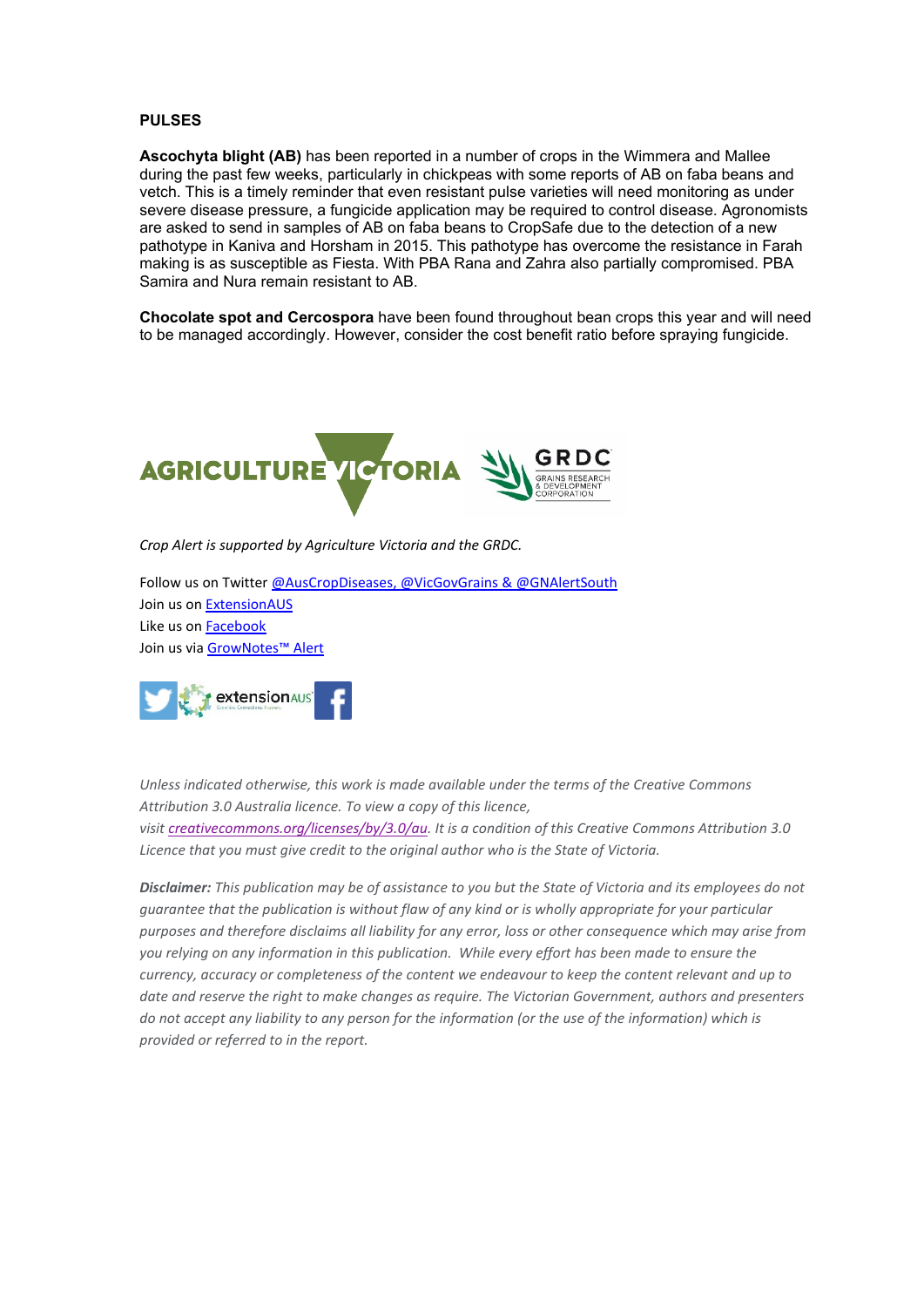**PULSES**

**Ascochyta blight (AB)** has been reported in a number of crops in the Wimmera and Mallee during the past few weeks, particularly in chickpeas with some reports of AB on faba beans and vetch. This is a timely reminder that even resistant pulse varieties will need monitoring as under severe disease pressure, a fungicide application may be required to control disease. Agronomists are asked to send in samples of AB on faba beans to CropSafe due to the detection of a new pathotype in Kaniva and Horsham in 2015. This pathotype has overcome the resistance in Farah making is as susceptible as Fiesta. With PBA Rana and Zahra also partially compromised. PBA Samira and Nura remain resistant to AB.

**Chocolate spot and Cercospora** have been found throughout bean crops this year and will need to be managed accordingly. However, consider the cost benefit ratio before spraying fungicide.

*Crop Alert is supported by Agriculture Victoria and the GRDC.*

Follow us on Twitter [@AusCropDiseases, @VicGovGrains & @GNAlertSouth]()
Join us on [ExtensionAUS]()
Like us on [Facebook]()
Join us via [GrowNotes™ Alert]()

*Unless indicated otherwise, this work is made available under the terms of the Creative Commons Attribution 3.0 Australia licence. To view a copy of this licence, visit [creativecommons.org/licenses/by/3.0/au](creativecommons.org/licenses/by/3.0/au). It is a condition of this Creative Commons Attribution 3.0 Licence that you must give credit to the original author who is the State of Victoria.*

***Disclaimer:*** *This publication may be of assistance to you but the State of Victoria and its employees do not guarantee that the publication is without flaw of any kind or is wholly appropriate for your particular purposes and therefore disclaims all liability for any error, loss or other consequence which may arise from you relying on any information in this publication. While every effort has been made to ensure the currency, accuracy or completeness of the content we endeavour to keep the content relevant and up to date and reserve the right to make changes as require. The Victorian Government, authors and presenters do not accept any liability to any person for the information (or the use of the information) which is provided or referred to in the report.*